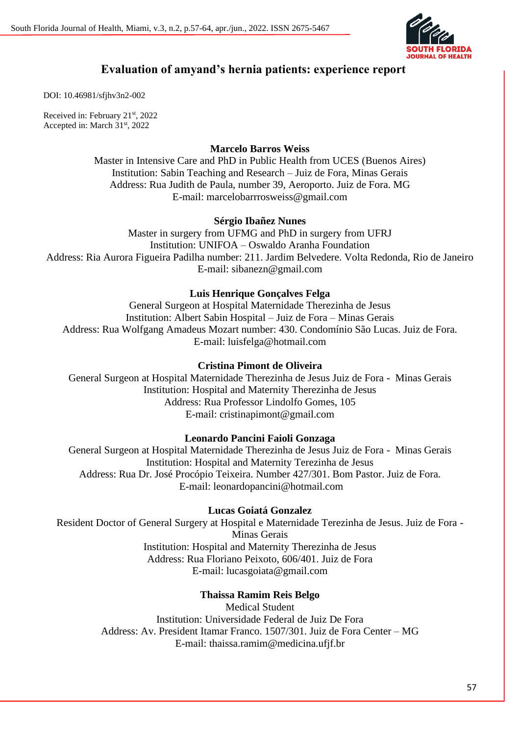# Evaluation of amyand's hernia patients: experience report

DOI: 10.46981/sfjhv3n2-002

Received in: February 21st, 2022
Accepted in: March 31st, 2022

**Marcelo Barros Weiss**
Master in Intensive Care and PhD in Public Health from UCES (Buenos Aires)
Institution: Sabin Teaching and Research – Juiz de Fora, Minas Gerais
Address: Rua Judith de Paula, number 39, Aeroporto. Juiz de Fora. MG
E-mail: marcelobarrrosweiss@gmail.com

**Sérgio Ibañez Nunes**
Master in surgery from UFMG and PhD in surgery from UFRJ
Institution: UNIFOA – Oswaldo Aranha Foundation
Address: Ria Aurora Figueira Padilha number: 211. Jardim Belvedere. Volta Redonda, Rio de Janeiro
E-mail: sibanezn@gmail.com

**Luis Henrique Gonçalves Felga**
General Surgeon at Hospital Maternidade Therezinha de Jesus
Institution: Albert Sabin Hospital – Juiz de Fora – Minas Gerais
Address: Rua Wolfgang Amadeus Mozart number: 430. Condomínio São Lucas. Juiz de Fora.
E-mail: luisfelga@hotmail.com

**Cristina Pimont de Oliveira**
General Surgeon at Hospital Maternidade Therezinha de Jesus Juiz de Fora - Minas Gerais
Institution: Hospital and Maternity Therezinha de Jesus
Address: Rua Professor Lindolfo Gomes, 105
E-mail: cristinapimont@gmail.com

**Leonardo Pancini Faioli Gonzaga**
General Surgeon at Hospital Maternidade Therezinha de Jesus Juiz de Fora - Minas Gerais
Institution: Hospital and Maternity Terezinha de Jesus
Address: Rua Dr. José Procópio Teixeira. Number 427/301. Bom Pastor. Juiz de Fora.
E-mail: leonardopancini@hotmail.com

**Lucas Goiatá Gonzalez**
Resident Doctor of General Surgery at Hospital e Maternidade Terezinha de Jesus. Juiz de Fora - Minas Gerais
Institution: Hospital and Maternity Therezinha de Jesus
Address: Rua Floriano Peixoto, 606/401. Juiz de Fora
E-mail: lucasgoiata@gmail.com

**Thaissa Ramim Reis Belgo**
Medical Student
Institution: Universidade Federal de Juiz De Fora
Address: Av. President Itamar Franco. 1507/301. Juiz de Fora Center – MG
E-mail: thaissa.ramim@medicina.ufjf.br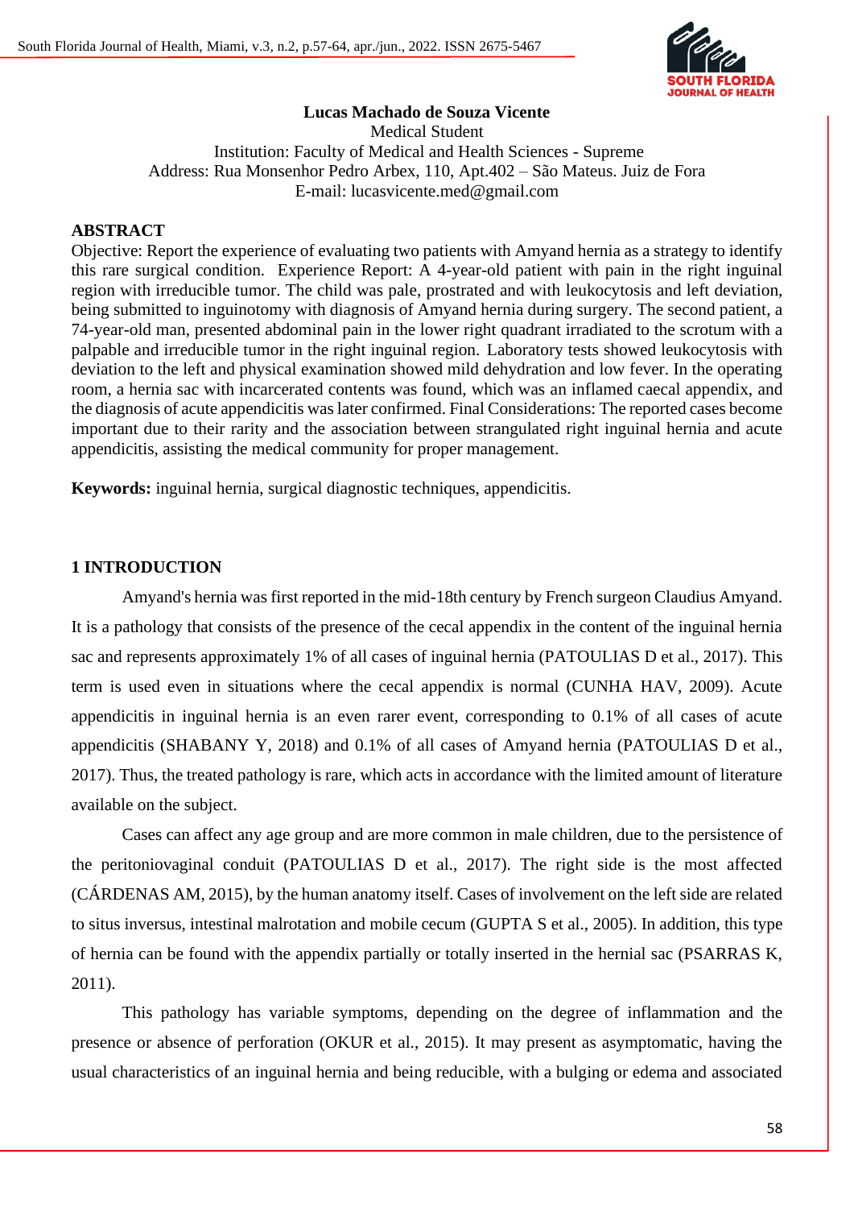**Lucas Machado de Souza Vicente**
Medical Student
Institution: Faculty of Medical and Health Sciences - Supreme
Address: Rua Monsenhor Pedro Arbex, 110, Apt.402 – São Mateus. Juiz de Fora
E-mail: lucasvicente.med@gmail.com

## ABSTRACT

Objective: Report the experience of evaluating two patients with Amyand hernia as a strategy to identify this rare surgical condition. Experience Report: A 4-year-old patient with pain in the right inguinal region with irreducible tumor. The child was pale, prostrated and with leukocytosis and left deviation, being submitted to inguinotomy with diagnosis of Amyand hernia during surgery. The second patient, a 74-year-old man, presented abdominal pain in the lower right quadrant irradiated to the scrotum with a palpable and irreducible tumor in the right inguinal region. Laboratory tests showed leukocytosis with deviation to the left and physical examination showed mild dehydration and low fever. In the operating room, a hernia sac with incarcerated contents was found, which was an inflamed caecal appendix, and the diagnosis of acute appendicitis was later confirmed. Final Considerations: The reported cases become important due to their rarity and the association between strangulated right inguinal hernia and acute appendicitis, assisting the medical community for proper management.

**Keywords:** inguinal hernia, surgical diagnostic techniques, appendicitis.

## 1 INTRODUCTION

Amyand's hernia was first reported in the mid-18th century by French surgeon Claudius Amyand. It is a pathology that consists of the presence of the cecal appendix in the content of the inguinal hernia sac and represents approximately 1% of all cases of inguinal hernia (PATOULIAS D et al., 2017). This term is used even in situations where the cecal appendix is normal (CUNHA HAV, 2009). Acute appendicitis in inguinal hernia is an even rarer event, corresponding to 0.1% of all cases of acute appendicitis (SHABANY Y, 2018) and 0.1% of all cases of Amyand hernia (PATOULIAS D et al., 2017). Thus, the treated pathology is rare, which acts in accordance with the limited amount of literature available on the subject.

Cases can affect any age group and are more common in male children, due to the persistence of the peritoniovaginal conduit (PATOULIAS D et al., 2017). The right side is the most affected (CÁRDENAS AM, 2015), by the human anatomy itself. Cases of involvement on the left side are related to situs inversus, intestinal malrotation and mobile cecum (GUPTA S et al., 2005). In addition, this type of hernia can be found with the appendix partially or totally inserted in the hernial sac (PSARRAS K, 2011).

This pathology has variable symptoms, depending on the degree of inflammation and the presence or absence of perforation (OKUR et al., 2015). It may present as asymptomatic, having the usual characteristics of an inguinal hernia and being reducible, with a bulging or edema and associated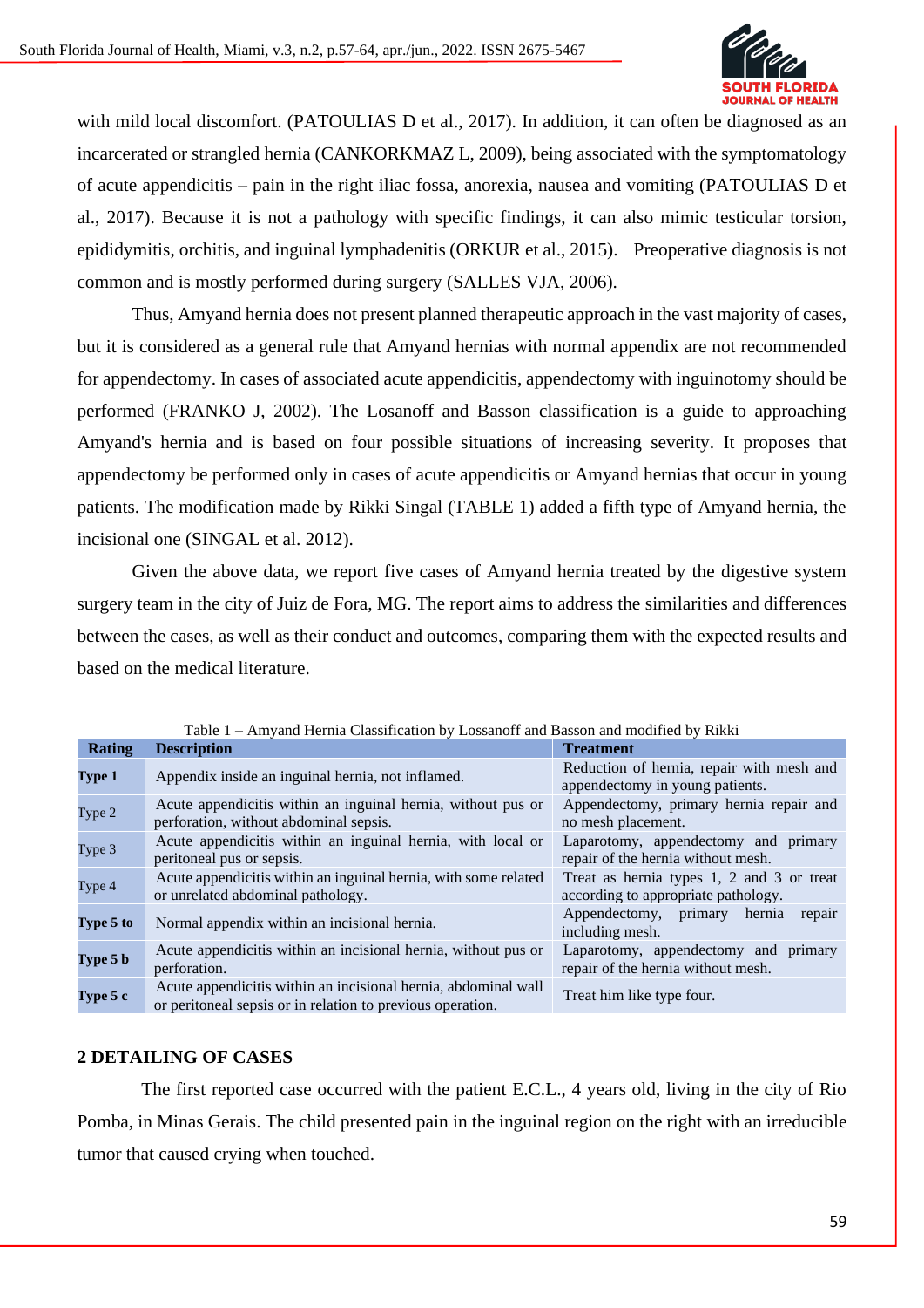with mild local discomfort. (PATOULIAS D et al., 2017). In addition, it can often be diagnosed as an incarcerated or strangled hernia (CANKORKMAZ L, 2009), being associated with the symptomatology of acute appendicitis – pain in the right iliac fossa, anorexia, nausea and vomiting (PATOULIAS D et al., 2017). Because it is not a pathology with specific findings, it can also mimic testicular torsion, epididymitis, orchitis, and inguinal lymphadenitis (ORKUR et al., 2015). Preoperative diagnosis is not common and is mostly performed during surgery (SALLES VJA, 2006).

Thus, Amyand hernia does not present planned therapeutic approach in the vast majority of cases, but it is considered as a general rule that Amyand hernias with normal appendix are not recommended for appendectomy. In cases of associated acute appendicitis, appendectomy with inguinotomy should be performed (FRANKO J, 2002). The Losanoff and Basson classification is a guide to approaching Amyand's hernia and is based on four possible situations of increasing severity. It proposes that appendectomy be performed only in cases of acute appendicitis or Amyand hernias that occur in young patients. The modification made by Rikki Singal (TABLE 1) added a fifth type of Amyand hernia, the incisional one (SINGAL et al. 2012).

Given the above data, we report five cases of Amyand hernia treated by the digestive system surgery team in the city of Juiz de Fora, MG. The report aims to address the similarities and differences between the cases, as well as their conduct and outcomes, comparing them with the expected results and based on the medical literature.

Table 1 – Amyand Hernia Classification by Lossanoff and Basson and modified by Rikki

| Rating | Description | Treatment |
|---|---|---|
| **Type 1** | Appendix inside an inguinal hernia, not inflamed. | Reduction of hernia, repair with mesh and appendectomy in young patients. |
| Type 2 | Acute appendicitis within an inguinal hernia, without pus or perforation, without abdominal sepsis. | Appendectomy, primary hernia repair and no mesh placement. |
| Type 3 | Acute appendicitis within an inguinal hernia, with local or peritoneal pus or sepsis. | Laparotomy, appendectomy and primary repair of the hernia without mesh. |
| Type 4 | Acute appendicitis within an inguinal hernia, with some related or unrelated abdominal pathology. | Treat as hernia types 1, 2 and 3 or treat according to appropriate pathology. |
| **Type 5 to** | Normal appendix within an incisional hernia. | Appendectomy, primary hernia repair including mesh. |
| **Type 5 b** | Acute appendicitis within an incisional hernia, without pus or perforation. | Laparotomy, appendectomy and primary repair of the hernia without mesh. |
| **Type 5 c** | Acute appendicitis within an incisional hernia, abdominal wall or peritoneal sepsis or in relation to previous operation. | Treat him like type four. |

## 2 DETAILING OF CASES

The first reported case occurred with the patient E.C.L., 4 years old, living in the city of Rio Pomba, in Minas Gerais. The child presented pain in the inguinal region on the right with an irreducible tumor that caused crying when touched.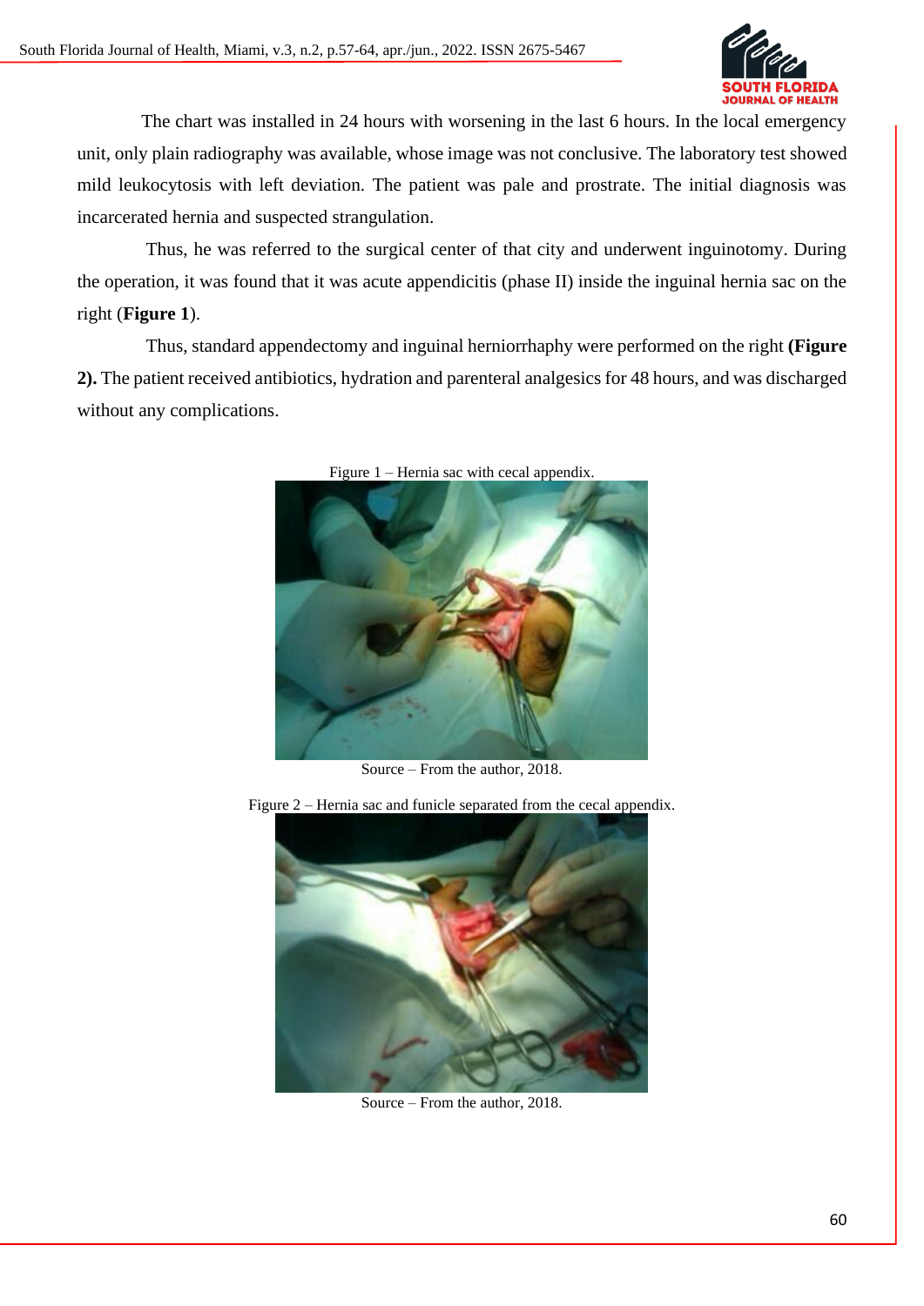The chart was installed in 24 hours with worsening in the last 6 hours. In the local emergency unit, only plain radiography was available, whose image was not conclusive. The laboratory test showed mild leukocytosis with left deviation. The patient was pale and prostrate. The initial diagnosis was incarcerated hernia and suspected strangulation.

Thus, he was referred to the surgical center of that city and underwent inguinotomy. During the operation, it was found that it was acute appendicitis (phase II) inside the inguinal hernia sac on the right (**Figure 1**).

Thus, standard appendectomy and inguinal herniorrhaphy were performed on the right **(Figure 2).** The patient received antibiotics, hydration and parenteral analgesics for 48 hours, and was discharged without any complications.

Figure 1 – Hernia sac with cecal appendix.

Source – From the author, 2018.

Figure 2 – Hernia sac and funicle separated from the cecal appendix.

Source – From the author, 2018.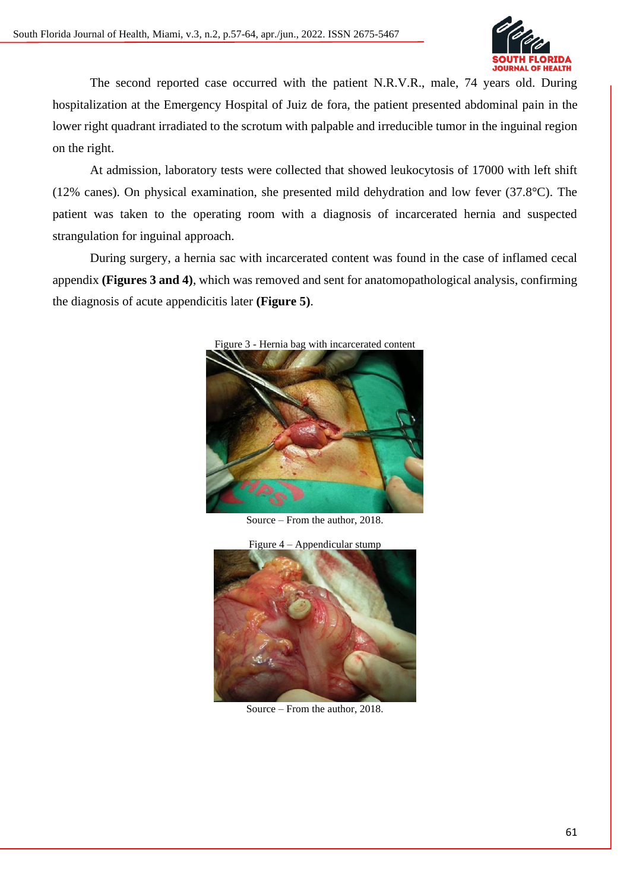The second reported case occurred with the patient N.R.V.R., male, 74 years old. During hospitalization at the Emergency Hospital of Juiz de fora, the patient presented abdominal pain in the lower right quadrant irradiated to the scrotum with palpable and irreducible tumor in the inguinal region on the right.

At admission, laboratory tests were collected that showed leukocytosis of 17000 with left shift (12% canes). On physical examination, she presented mild dehydration and low fever (37.8°C). The patient was taken to the operating room with a diagnosis of incarcerated hernia and suspected strangulation for inguinal approach.

During surgery, a hernia sac with incarcerated content was found in the case of inflamed cecal appendix **(Figures 3 and 4)**, which was removed and sent for anatomopathological analysis, confirming the diagnosis of acute appendicitis later **(Figure 5)**.

Figure 3 - Hernia bag with incarcerated content

Source – From the author, 2018.

Figure 4 – Appendicular stump

Source – From the author, 2018.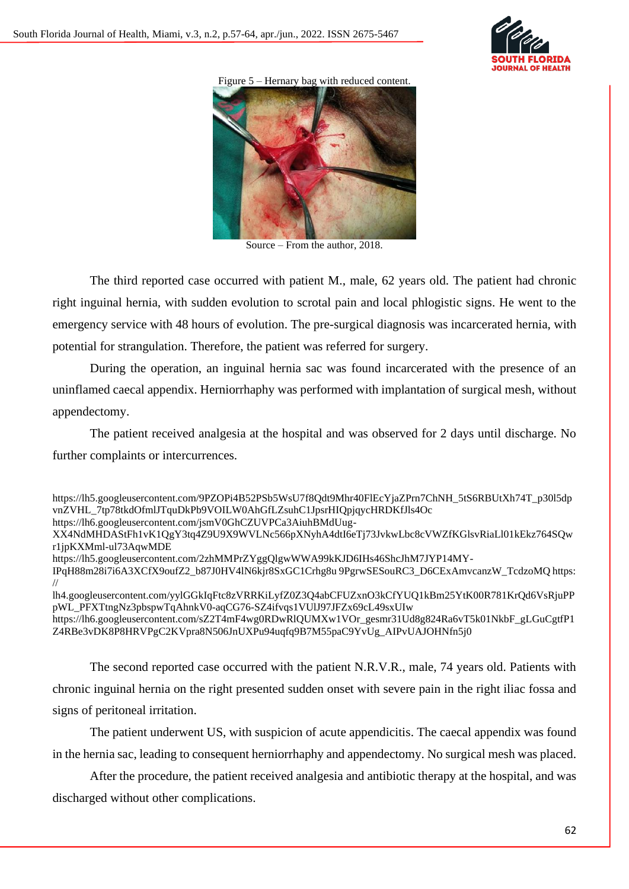Figure 5 – Hernary bag with reduced content.

Source – From the author, 2018.

The third reported case occurred with patient M., male, 62 years old. The patient had chronic right inguinal hernia, with sudden evolution to scrotal pain and local phlogistic signs. He went to the emergency service with 48 hours of evolution. The pre-surgical diagnosis was incarcerated hernia, with potential for strangulation. Therefore, the patient was referred for surgery.

During the operation, an inguinal hernia sac was found incarcerated with the presence of an uninflamed caecal appendix. Herniorrhaphy was performed with implantation of surgical mesh, without appendectomy.

The patient received analgesia at the hospital and was observed for 2 days until discharge. No further complaints or intercurrences.

https://lh5.googleusercontent.com/9PZOPi4B52PSb5WsU7f8Qdt9Mhr40FlEcYjaZPrn7ChNH_5tS6RBUtXh74T_p30l5dpvnZVHL_7tp78tkdOfmlJTquDkPb9VOILW0AhGfLZsuhC1JpsrHIQpjqycHRDKfJls4Oc
https://lh6.googleusercontent.com/jsmV0GhCZUVPCa3AiuhBMdUug-XX4NdMHDAStFh1vK1QgY3tq4Z9U9X9WVLNc566pXNyhA4dtI6eTj73JvkwLbc8cVWZfKGlsvRiaLl01kEkz764SQwr1jpKXMml-ul73AqwMDE
https://lh5.googleusercontent.com/2zhMMPrZYggQlgwWWA99kKJD6IHs46ShcJhM7JYP14MY-IPqH88m28i7i6A3XCfX9oufZ2_b87J0HV4lN6kjr8SxGC1Crhg8u 9PgrwSESouRC3_D6CExAmvcanzW_TcdzoMQ https://
lh4.googleusercontent.com/yylGGkIqFtc8zVRRKiLyfZ0Z3Q4abCFUZxnO3kCfYUQ1kBm25YtK00R781KrQd6VsRjuPPpWL_PFXTtngNz3pbspwTqAhnkV0-aqCG76-SZ4ifvqs1VUlJ97JFZx69cL49sxUIw
https://lh6.googleusercontent.com/sZ2T4mF4wg0RDwRlQUMXw1VOr_gesmr31Ud8g824Ra6vT5k01NkbF_gLGuCgtfP1Z4RBe3vDK8P8HRVPgC2KVpra8N506JnUXPu94uqfq9B7M55paC9YvUg_AIPvUAJOHNfn5j0

The second reported case occurred with the patient N.R.V.R., male, 74 years old. Patients with chronic inguinal hernia on the right presented sudden onset with severe pain in the right iliac fossa and signs of peritoneal irritation.

The patient underwent US, with suspicion of acute appendicitis. The caecal appendix was found in the hernia sac, leading to consequent herniorrhaphy and appendectomy. No surgical mesh was placed.

After the procedure, the patient received analgesia and antibiotic therapy at the hospital, and was discharged without other complications.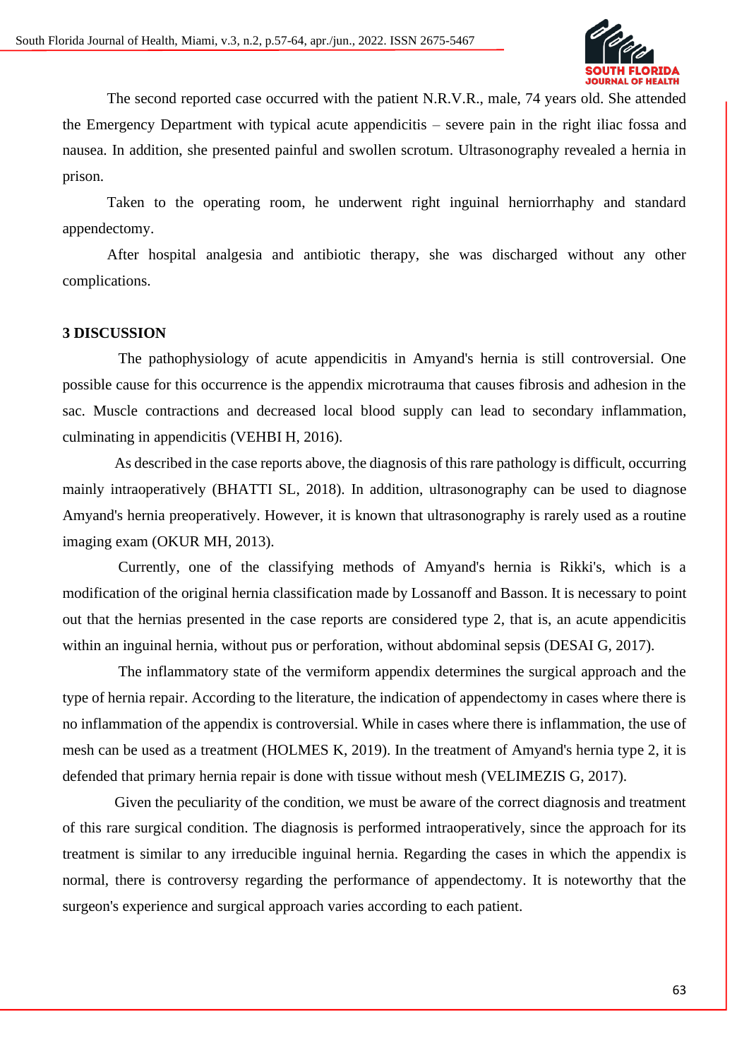The second reported case occurred with the patient N.R.V.R., male, 74 years old. She attended the Emergency Department with typical acute appendicitis – severe pain in the right iliac fossa and nausea. In addition, she presented painful and swollen scrotum. Ultrasonography revealed a hernia in prison.

Taken to the operating room, he underwent right inguinal herniorrhaphy and standard appendectomy.

After hospital analgesia and antibiotic therapy, she was discharged without any other complications.

## 3 DISCUSSION

The pathophysiology of acute appendicitis in Amyand's hernia is still controversial. One possible cause for this occurrence is the appendix microtrauma that causes fibrosis and adhesion in the sac. Muscle contractions and decreased local blood supply can lead to secondary inflammation, culminating in appendicitis (VEHBI H, 2016).

As described in the case reports above, the diagnosis of this rare pathology is difficult, occurring mainly intraoperatively (BHATTI SL, 2018). In addition, ultrasonography can be used to diagnose Amyand's hernia preoperatively. However, it is known that ultrasonography is rarely used as a routine imaging exam (OKUR MH, 2013).

Currently, one of the classifying methods of Amyand's hernia is Rikki's, which is a modification of the original hernia classification made by Lossanoff and Basson. It is necessary to point out that the hernias presented in the case reports are considered type 2, that is, an acute appendicitis within an inguinal hernia, without pus or perforation, without abdominal sepsis (DESAI G, 2017).

The inflammatory state of the vermiform appendix determines the surgical approach and the type of hernia repair. According to the literature, the indication of appendectomy in cases where there is no inflammation of the appendix is controversial. While in cases where there is inflammation, the use of mesh can be used as a treatment (HOLMES K, 2019). In the treatment of Amyand's hernia type 2, it is defended that primary hernia repair is done with tissue without mesh (VELIMEZIS G, 2017).

Given the peculiarity of the condition, we must be aware of the correct diagnosis and treatment of this rare surgical condition. The diagnosis is performed intraoperatively, since the approach for its treatment is similar to any irreducible inguinal hernia. Regarding the cases in which the appendix is normal, there is controversy regarding the performance of appendectomy. It is noteworthy that the surgeon's experience and surgical approach varies according to each patient.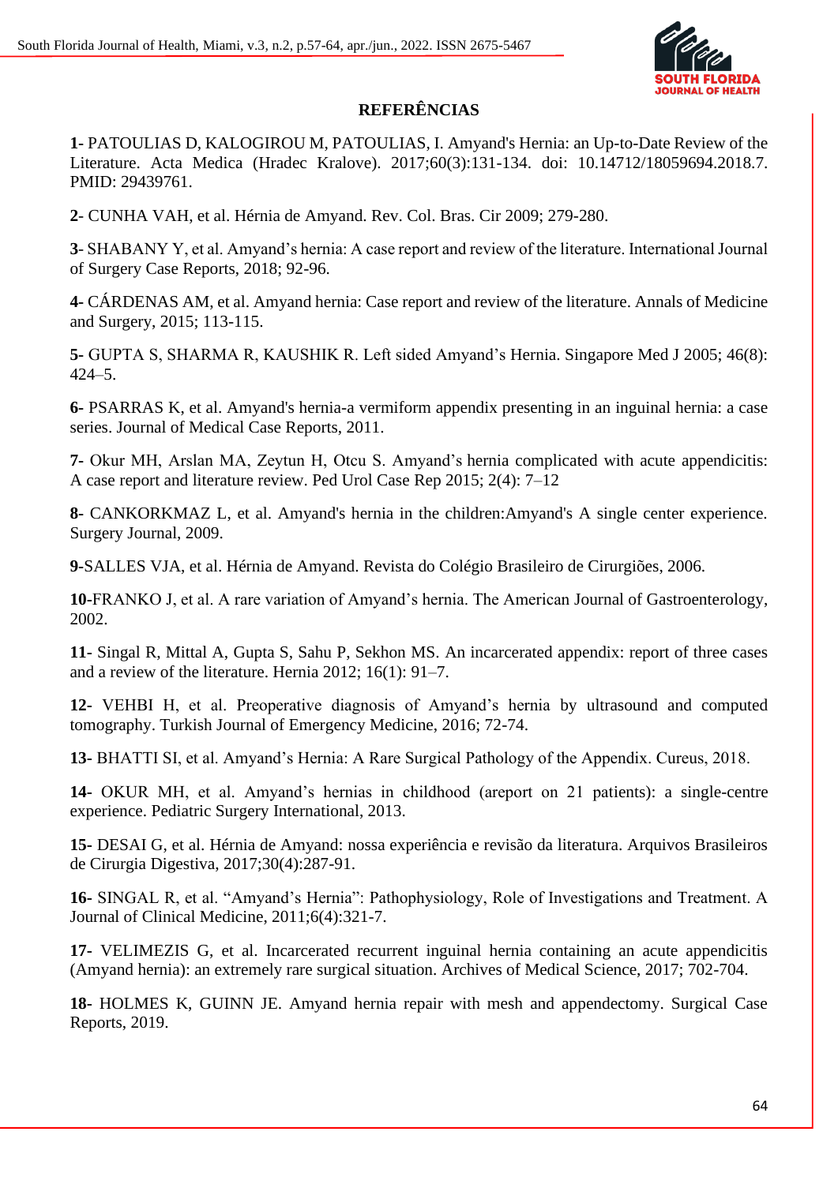## REFERÊNCIAS

**1-** PATOULIAS D, KALOGIROU M, PATOULIAS, I. Amyand's Hernia: an Up-to-Date Review of the Literature. Acta Medica (Hradec Kralove). 2017;60(3):131-134. doi: 10.14712/18059694.2018.7. PMID: 29439761.

**2**- CUNHA VAH, et al. Hérnia de Amyand. Rev. Col. Bras. Cir 2009; 279-280.

**3**- SHABANY Y, et al. Amyand's hernia: A case report and review of the literature. International Journal of Surgery Case Reports, 2018; 92-96.

**4-** CÁRDENAS AM, et al. Amyand hernia: Case report and review of the literature. Annals of Medicine and Surgery, 2015; 113-115.

**5-** GUPTA S, SHARMA R, KAUSHIK R. Left sided Amyand's Hernia. Singapore Med J 2005; 46(8): 424–5.

**6-** PSARRAS K, et al. Amyand's hernia-a vermiform appendix presenting in an inguinal hernia: a case series. Journal of Medical Case Reports, 2011.

**7-** Okur MH, Arslan MA, Zeytun H, Otcu S. Amyand's hernia complicated with acute appendicitis: A case report and literature review. Ped Urol Case Rep 2015; 2(4): 7–12

**8-** CANKORKMAZ L, et al. Amyand's hernia in the children:Amyand's A single center experience. Surgery Journal, 2009.

**9-**SALLES VJA, et al. Hérnia de Amyand. Revista do Colégio Brasileiro de Cirurgiões, 2006.

**10-**FRANKO J, et al. A rare variation of Amyand's hernia. The American Journal of Gastroenterology, 2002.

**11-** Singal R, Mittal A, Gupta S, Sahu P, Sekhon MS. An incarcerated appendix: report of three cases and a review of the literature. Hernia 2012; 16(1): 91–7.

**12-** VEHBI H, et al. Preoperative diagnosis of Amyand's hernia by ultrasound and computed tomography. Turkish Journal of Emergency Medicine, 2016; 72-74.

**13**- BHATTI SI, et al. Amyand's Hernia: A Rare Surgical Pathology of the Appendix. Cureus, 2018.

**14-** OKUR MH, et al. Amyand's hernias in childhood (areport on 21 patients): a single-centre experience. Pediatric Surgery International, 2013.

**15-** DESAI G, et al. Hérnia de Amyand: nossa experiência e revisão da literatura. Arquivos Brasileiros de Cirurgia Digestiva, 2017;30(4):287-91.

**16-** SINGAL R, et al. "Amyand's Hernia": Pathophysiology, Role of Investigations and Treatment. A Journal of Clinical Medicine, 2011;6(4):321-7.

**17-** VELIMEZIS G, et al. Incarcerated recurrent inguinal hernia containing an acute appendicitis (Amyand hernia): an extremely rare surgical situation. Archives of Medical Science, 2017; 702-704.

**18-** HOLMES K, GUINN JE. Amyand hernia repair with mesh and appendectomy. Surgical Case Reports, 2019.